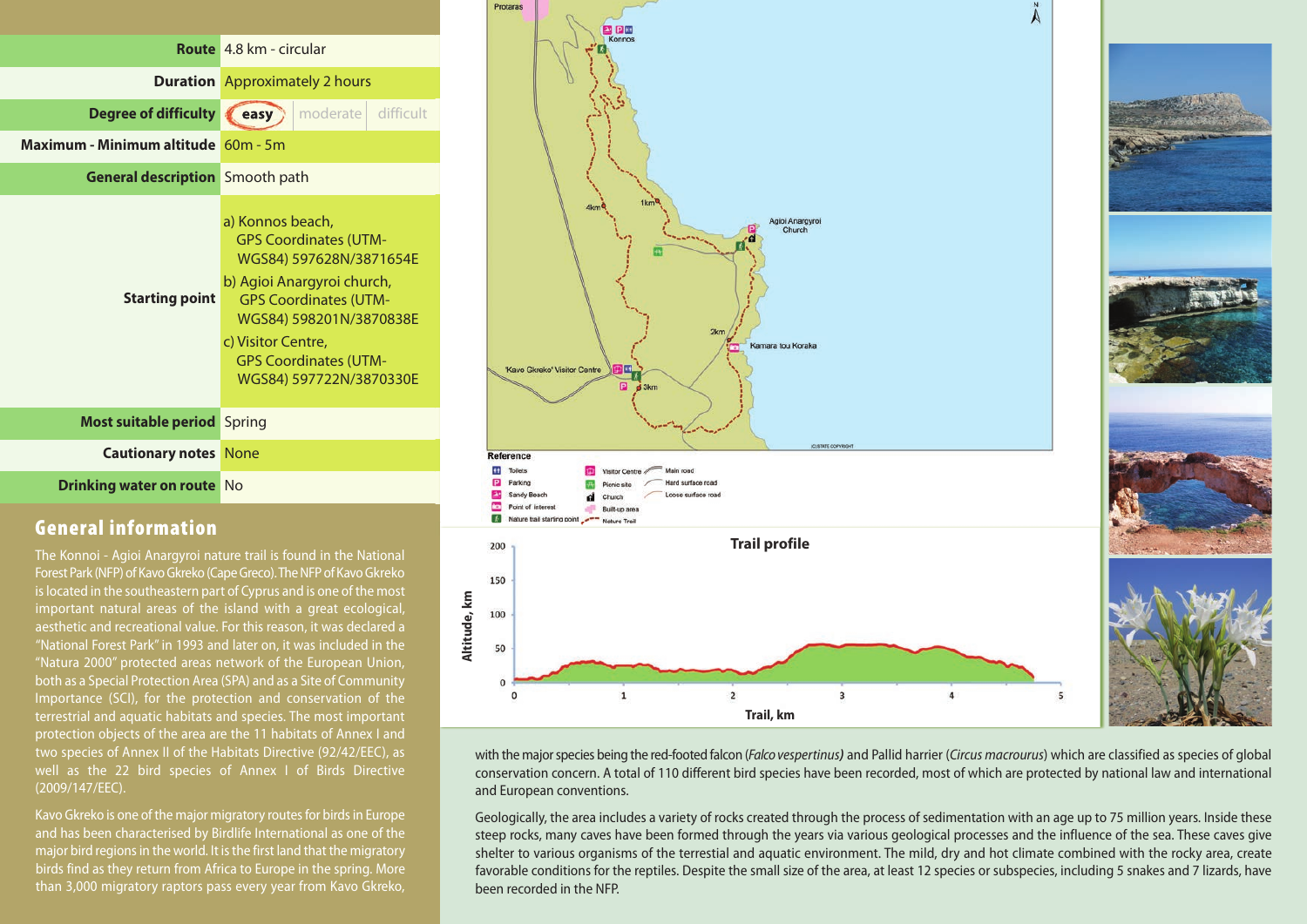| | |
|---|---|
| **Route** | 4.8 km - circular |
| **Duration** | Approximately 2 hours |
| **Degree of difficulty** | **easy** / moderate / difficult |
| **Maximum - Minimum altitude** | 60m - 5m |
| **General description** | Smooth path |
| **Starting point** | a) Konnos beach, GPS Coordinates (UTM-WGS84) 597628N/3871654E<br>b) Agioi Anargyroi church, GPS Coordinates (UTM-WGS84) 598201N/3870838E<br>c) Visitor Centre, GPS Coordinates (UTM-WGS84) 597722N/3870330E |
| **Most suitable period** | Spring |
| **Cautionary notes** | None |
| **Drinking water on route** | No |

## General information

The Konnoi - Agioi Anargyroi nature trail is found in the National Forest Park (NFP) of Kavo Gkreko (Cape Greco). The NFP of Kavo Gkreko is located in the southeastern part of Cyprus and is one of the most important natural areas of the island with a great ecological, aesthetic and recreational value. For this reason, it was declared a "National Forest Park" in 1993 and later on, it was included in the "Natura 2000" protected areas network of the European Union, both as a Special Protection Area (SPA) and as a Site of Community Importance (SCI), for the protection and conservation of the terrestrial and aquatic habitats and species. The most important protection objects of the area are the 11 habitats of Annex I and two species of Annex II of the Habitats Directive (92/42/EEC), as well as the 22 bird species of Annex I of Birds Directive (2009/147/EEC).

Kavo Gkreko is one of the major migratory routes for birds in Europe and has been characterised by Birdlife International as one of the major bird regions in the world. It is the first land that the migratory birds find as they return from Africa to Europe in the spring. More than 3,000 migratory raptors pass every year from Kavo Gkreko, with the major species being the red-footed falcon (*Falco vespertinus)* and Pallid harrier (*Circus macrourus*) which are classified as species of global conservation concern. A total of 110 different bird species have been recorded, most of which are protected by national law and international and European conventions.

Geologically, the area includes a variety of rocks created through the process of sedimentation with an age up to 75 million years. Inside these steep rocks, many caves have been formed through the years via various geological processes and the influence of the sea. These caves give shelter to various organisms of the terrestrial and aquatic environment. The mild, dry and hot climate combined with the rocky area, create favorable conditions for the reptiles. Despite the small size of the area, at least 12 species or subspecies, including 5 snakes and 7 lizards, have been recorded in the NFP.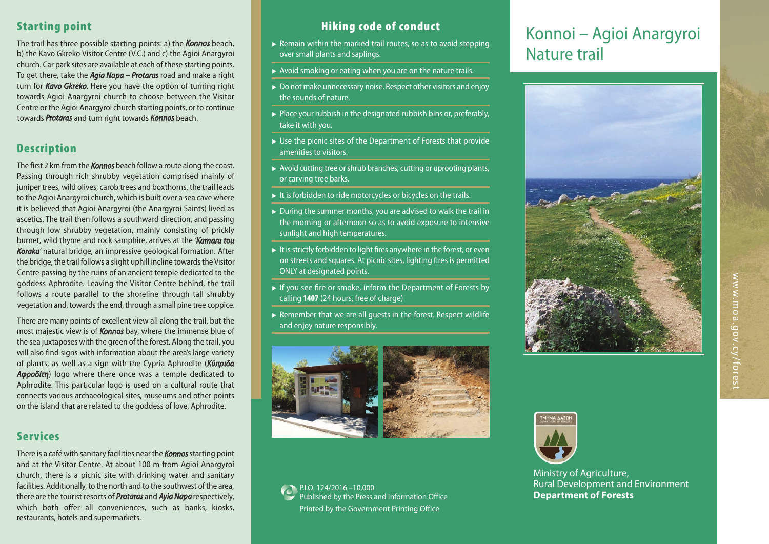## Starting point

The trail has three possible starting points: a) the *Konnos* beach, b) the Kavo Gkreko Visitor Centre (V.C.) and c) the Agioi Anargyroi church. Car park sites are available at each of these starting points. To get there, take the *Agia Napa – Protaras* road and make a right turn for *Kavo Gkreko*. Here you have the option of turning right towards Agioi Anargyroi church to choose between the Visitor Centre or the Agioi Anargyroi church starting points, or to continue towards *Protaras* and turn right towards *Konnos* beach.

## Description

The first 2 km from the *Konnos* beach follow a route along the coast. Passing through rich shrubby vegetation comprised mainly of juniper trees, wild olives, carob trees and boxthorns, the trail leads to the Agioi Anargyroi church, which is built over a sea cave where it is believed that Agioi Anargyroi (the Anargyroi Saints) lived as ascetics. The trail then follows a southward direction, and passing through low shrubby vegetation, mainly consisting of prickly burnet, wild thyme and rock samphire, arrives at the '*Kamara tou Koraka*' natural bridge, an impressive geological formation. After the bridge, the trail follows a slight uphill incline towards the Visitor Centre passing by the ruins of an ancient temple dedicated to the goddess Aphrodite. Leaving the Visitor Centre behind, the trail follows a route parallel to the shoreline through tall shrubby vegetation and, towards the end, through a small pine tree coppice.

There are many points of excellent view all along the trail, but the most majestic view is of *Konnos* bay, where the immense blue of the sea juxtaposes with the green of the forest. Along the trail, you will also find signs with information about the area's large variety of plants, as well as a sign with the Cypria Aphrodite (*Κύπριδα Αφροδίτη*) logo where there once was a temple dedicated to Aphrodite. This particular logo is used on a cultural route that connects various archaeological sites, museums and other points on the island that are related to the goddess of love, Aphrodite.

## Services

There is a café with sanitary facilities near the *Konnos* starting point and at the Visitor Centre. At about 100 m from Agioi Anargyroi church, there is a picnic site with drinking water and sanitary facilities. Additionally, to the north and to the southwest of the area, there are the tourist resorts of *Protaras* and *Ayia Napa* respectively, which both offer all conveniences, such as banks, kiosks, restaurants, hotels and supermarkets.

## Hiking code of conduct

- Remain within the marked trail routes, so as to avoid stepping over small plants and saplings.
- Avoid smoking or eating when you are on the nature trails.
- Do not make unnecessary noise. Respect other visitors and enjoy the sounds of nature.
- Place your rubbish in the designated rubbish bins or, preferably, take it with you.
- Use the picnic sites of the Department of Forests that provide amenities to visitors.
- Avoid cutting tree or shrub branches, cutting or uprooting plants, or carving tree barks.
- It is forbidden to ride motorcycles or bicycles on the trails.
- During the summer months, you are advised to walk the trail in the morning or afternoon so as to avoid exposure to intensive sunlight and high temperatures.
- It is strictly forbidden to light fires anywhere in the forest, or even on streets and squares. At picnic sites, lighting fires is permitted ONLY at designated points.
- If you see fire or smoke, inform the Department of Forests by calling **1407** (24 hours, free of charge)
- Remember that we are all guests in the forest. Respect wildlife and enjoy nature responsibly.

P.I.O. 124/2016 –10.000
Published by the Press and Information Office
Printed by the Government Printing Office

# Konnoi – Agioi Anargyroi Nature trail

www.moa.gov.cy/forest

ΤΜΗΜΑ ΔΑΣΩΝ
DEPARTMENT OF FORESTS

Ministry of Agriculture,
Rural Development and Environment
**Department of Forests**